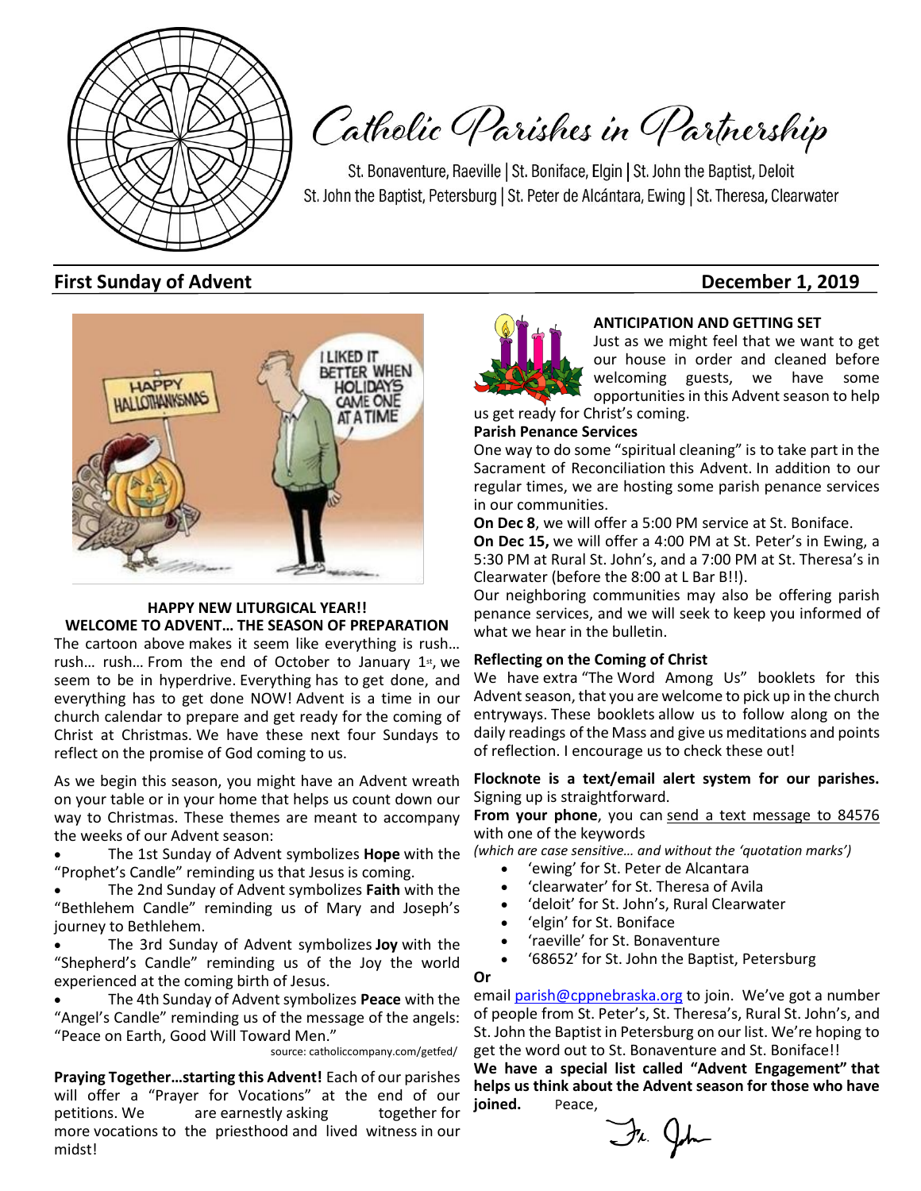# Catholic Parishes in Partnership

St. Bonaventure, Raeville | St. Boniface, Elgin | St. John the Baptist, Deloit
St. John the Baptist, Petersburg | St. Peter de Alcántara, Ewing | St. Theresa, Clearwater

## First Sunday of Advent — December 1, 2019

**HAPPY NEW LITURGICAL YEAR!!**
**WELCOME TO ADVENT… THE SEASON OF PREPARATION**

The cartoon above makes it seem like everything is rush… rush… rush… From the end of October to January 1st, we seem to be in hyperdrive. Everything has to get done, and everything has to get done NOW! Advent is a time in our church calendar to prepare and get ready for the coming of Christ at Christmas. We have these next four Sundays to reflect on the promise of God coming to us.

As we begin this season, you might have an Advent wreath on your table or in your home that helps us count down our way to Christmas. These themes are meant to accompany the weeks of our Advent season:

- The 1st Sunday of Advent symbolizes **Hope** with the "Prophet's Candle" reminding us that Jesus is coming.
- The 2nd Sunday of Advent symbolizes **Faith** with the "Bethlehem Candle" reminding us of Mary and Joseph's journey to Bethlehem.
- The 3rd Sunday of Advent symbolizes **Joy** with the "Shepherd's Candle" reminding us of the Joy the world experienced at the coming birth of Jesus.
- The 4th Sunday of Advent symbolizes **Peace** with the "Angel's Candle" reminding us of the message of the angels: "Peace on Earth, Good Will Toward Men."

source: catholiccompany.com/getfed/

**Praying Together…starting this Advent!** Each of our parishes will offer a "Prayer for Vocations" at the end of our petitions. We are earnestly asking together for more vocations to the priesthood and lived witness in our midst!

**ANTICIPATION AND GETTING SET**

Just as we might feel that we want to get our house in order and cleaned before welcoming guests, we have some opportunities in this Advent season to help us get ready for Christ's coming.

**Parish Penance Services**

One way to do some "spiritual cleaning" is to take part in the Sacrament of Reconciliation this Advent. In addition to our regular times, we are hosting some parish penance services in our communities.

**On Dec 8**, we will offer a 5:00 PM service at St. Boniface.

**On Dec 15,** we will offer a 4:00 PM at St. Peter's in Ewing, a 5:30 PM at Rural St. John's, and a 7:00 PM at St. Theresa's in Clearwater (before the 8:00 at L Bar B!!).

Our neighboring communities may also be offering parish penance services, and we will seek to keep you informed of what we hear in the bulletin.

**Reflecting on the Coming of Christ**

We have extra "The Word Among Us" booklets for this Advent season, that you are welcome to pick up in the church entryways. These booklets allow us to follow along on the daily readings of the Mass and give us meditations and points of reflection. I encourage us to check these out!

**Flocknote is a text/email alert system for our parishes.** Signing up is straightforward.

**From your phone**, you can send a text message to 84576 with one of the keywords
*(which are case sensitive… and without the 'quotation marks')*

- 'ewing' for St. Peter de Alcantara
- 'clearwater' for St. Theresa of Avila
- 'deloit' for St. John's, Rural Clearwater
- 'elgin' for St. Boniface
- 'raeville' for St. Bonaventure
- '68652' for St. John the Baptist, Petersburg

**Or**

email parish@cppnebraska.org to join. We've got a number of people from St. Peter's, St. Theresa's, Rural St. John's, and St. John the Baptist in Petersburg on our list. We're hoping to get the word out to St. Bonaventure and St. Boniface!!

**We have a special list called "Advent Engagement" that helps us think about the Advent season for those who have joined.** Peace,

Fr. John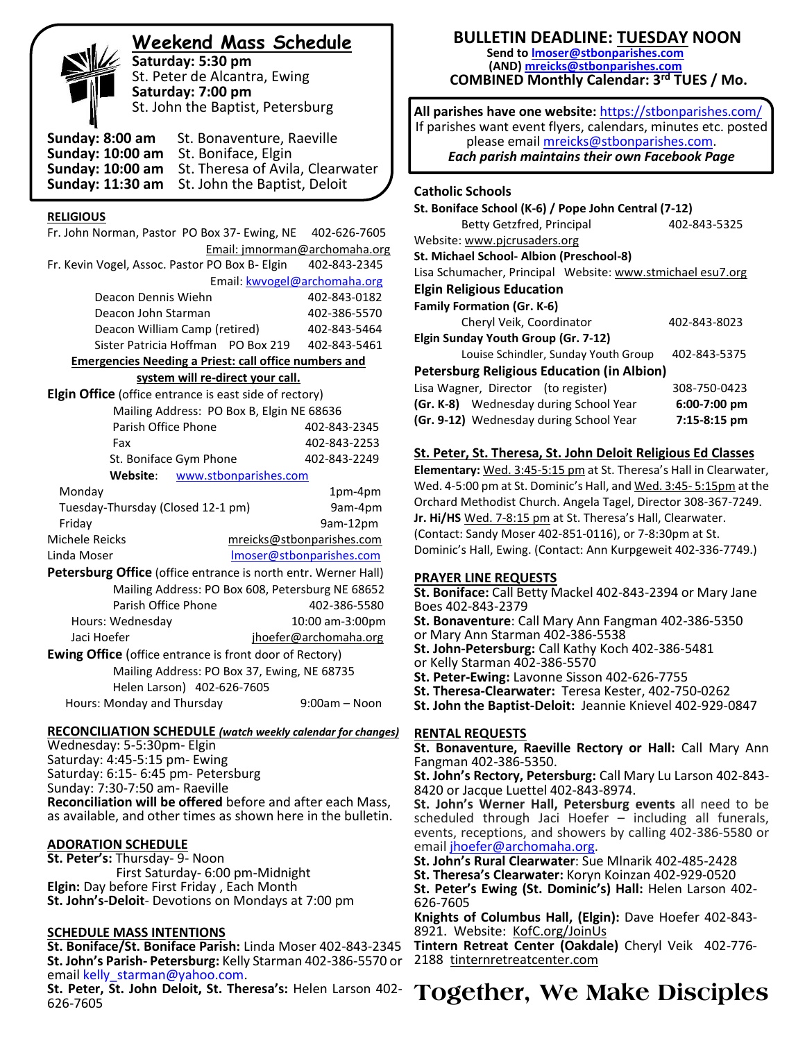## Weekend Mass Schedule

**Saturday: 5:30 pm**
St. Peter de Alcantra, Ewing
**Saturday: 7:00 pm**
St. John the Baptist, Petersburg

**Sunday: 8:00 am** St. Bonaventure, Raeville
**Sunday: 10:00 am** St. Boniface, Elgin
**Sunday: 10:00 am** St. Theresa of Avila, Clearwater
**Sunday: 11:30 am** St. John the Baptist, Deloit

### RELIGIOUS

Fr. John Norman, Pastor PO Box 37- Ewing, NE 402-626-7605
Email: jmnorman@archomaha.org
Fr. Kevin Vogel, Assoc. Pastor PO Box B- Elgin 402-843-2345
Email: kwvogel@archomaha.org

| | |
|---|---|
| Deacon Dennis Wiehn | 402-843-0182 |
| Deacon John Starman | 402-386-5570 |
| Deacon William Camp (retired) | 402-843-5464 |
| Sister Patricia Hoffman PO Box 219 | 402-843-5461 |

**Emergencies Needing a Priest: call office numbers and system will re-direct your call.**

**Elgin Office** (office entrance is east side of rectory)
Mailing Address: PO Box B, Elgin NE 68636

| | |
|---|---|
| Parish Office Phone | 402-843-2345 |
| Fax | 402-843-2253 |
| St. Boniface Gym Phone | 402-843-2249 |

**Website**: www.stbonparishes.com

| | |
|---|---|
| Monday | 1pm-4pm |
| Tuesday-Thursday (Closed 12-1 pm) | 9am-4pm |
| Friday | 9am-12pm |
| Michele Reicks | mreicks@stbonparishes.com |
| Linda Moser | lmoser@stbonparishes.com |

**Petersburg Office** (office entrance is north entr. Werner Hall)
Mailing Address: PO Box 608, Petersburg NE 68652

| | |
|---|---|
| Parish Office Phone | 402-386-5580 |
| Hours: Wednesday | 10:00 am-3:00pm |
| Jaci Hoefer | jhoefer@archomaha.org |

**Ewing Office** (office entrance is front door of Rectory)
Mailing Address: PO Box 37, Ewing, NE 68735
Helen Larson) 402-626-7605
Hours: Monday and Thursday 9:00am – Noon

### RECONCILIATION SCHEDULE *(watch weekly calendar for changes)*

Wednesday: 5-5:30pm- Elgin
Saturday: 4:45-5:15 pm- Ewing
Saturday: 6:15- 6:45 pm- Petersburg
Sunday: 7:30-7:50 am- Raeville
**Reconciliation will be offered** before and after each Mass, as available, and other times as shown here in the bulletin.

### ADORATION SCHEDULE

**St. Peter's:** Thursday- 9- Noon
First Saturday- 6:00 pm-Midnight
**Elgin:** Day before First Friday , Each Month
**St. John's-Deloit**- Devotions on Mondays at 7:00 pm

### SCHEDULE MASS INTENTIONS

**St. Boniface/St. Boniface Parish:** Linda Moser 402-843-2345
**St. John's Parish- Petersburg:** Kelly Starman 402-386-5570 or email kelly_starman@yahoo.com.
**St. Peter, St. John Deloit, St. Theresa's:** Helen Larson 402-626-7605

## BULLETIN DEADLINE: TUESDAY NOON

**Send to lmoser@stbonparishes.com**
**(AND) mreicks@stbonparishes.com**
**COMBINED Monthly Calendar: 3rd TUES / Mo.**

**All parishes have one website:** https://stbonparishes.com/
If parishes want event flyers, calendars, minutes etc. posted please email mreicks@stbonparishes.com.
***Each parish maintains their own Facebook Page***

### Catholic Schools

**St. Boniface School (K-6) / Pope John Central (7-12)**
Betty Getzfred, Principal 402-843-5325
Website: www.pjcrusaders.org
**St. Michael School- Albion (Preschool-8)**
Lisa Schumacher, Principal Website: www.stmichael esu7.org

**Elgin Religious Education**
**Family Formation (Gr. K-6)**
Cheryl Veik, Coordinator 402-843-8023
**Elgin Sunday Youth Group (Gr. 7-12)**
Louise Schindler, Sunday Youth Group 402-843-5375

**Petersburg Religious Education (in Albion)**

| | |
|---|---|
| Lisa Wagner, Director (to register) | 308-750-0423 |
| **(Gr. K-8)** Wednesday during School Year | **6:00-7:00 pm** |
| **(Gr. 9-12)** Wednesday during School Year | **7:15-8:15 pm** |

### St. Peter, St. Theresa, St. John Deloit Religious Ed Classes

**Elementary:** Wed. 3:45-5:15 pm at St. Theresa's Hall in Clearwater, Wed. 4-5:00 pm at St. Dominic's Hall, and Wed. 3:45- 5:15pm at the Orchard Methodist Church. Angela Tagel, Director 308-367-7249.
**Jr. Hi/HS** Wed. 7-8:15 pm at St. Theresa's Hall, Clearwater. (Contact: Sandy Moser 402-851-0116), or 7-8:30pm at St. Dominic's Hall, Ewing. (Contact: Ann Kurpgeweit 402-336-7749.)

### PRAYER LINE REQUESTS

**St. Boniface:** Call Betty Mackel 402-843-2394 or Mary Jane Boes 402-843-2379
**St. Bonaventure**: Call Mary Ann Fangman 402-386-5350 or Mary Ann Starman 402-386-5538
**St. John-Petersburg:** Call Kathy Koch 402-386-5481 or Kelly Starman 402-386-5570
**St. Peter-Ewing:** Lavonne Sisson 402-626-7755
**St. Theresa-Clearwater:** Teresa Kester, 402-750-0262
**St. John the Baptist-Deloit:** Jeannie Knievel 402-929-0847

### RENTAL REQUESTS

**St. Bonaventure, Raeville Rectory or Hall:** Call Mary Ann Fangman 402-386-5350.
**St. John's Rectory, Petersburg:** Call Mary Lu Larson 402-843-8420 or Jacque Luettel 402-843-8974.
**St. John's Werner Hall, Petersburg events** all need to be scheduled through Jaci Hoefer – including all funerals, events, receptions, and showers by calling 402-386-5580 or email jhoefer@archomaha.org.
**St. John's Rural Clearwater**: Sue Mlnarik 402-485-2428
**St. Theresa's Clearwater:** Koryn Koinzan 402-929-0520
**St. Peter's Ewing (St. Dominic's) Hall:** Helen Larson 402-626-7605
**Knights of Columbus Hall, (Elgin):** Dave Hoefer 402-843-8921. Website: KofC.org/JoinUs
**Tintern Retreat Center (Oakdale)** Cheryl Veik 402-776-2188 tinternretreatcenter.com

# Together, We Make Disciples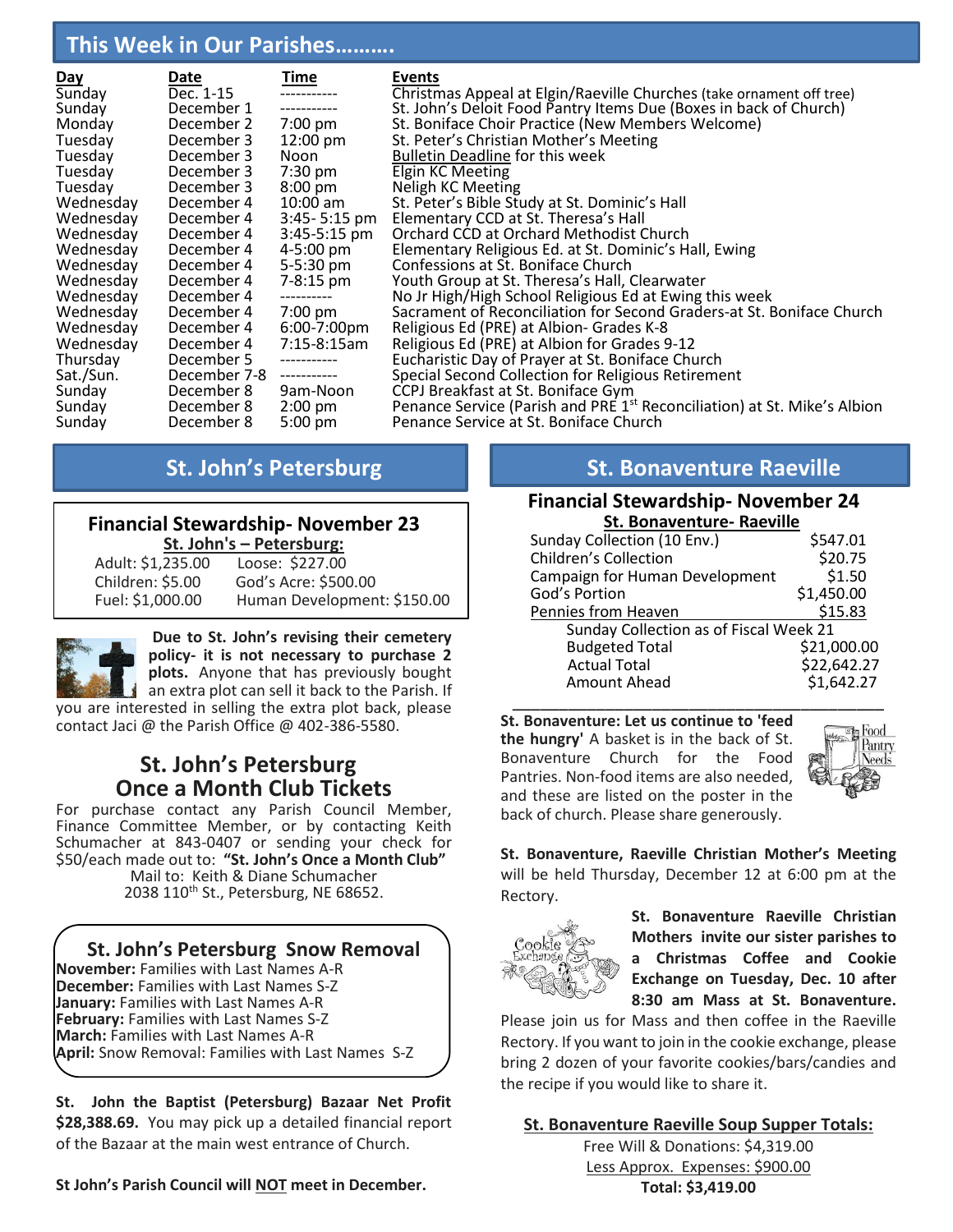## This Week in Our Parishes……….

| Day | Date | Time | Events |
|---|---|---|---|
| Sunday | Dec. 1-15 | ----------- | Christmas Appeal at Elgin/Raeville Churches (take ornament off tree) |
| Sunday | December 1 | ----------- | St. John's Deloit Food Pantry Items Due (Boxes in back of Church) |
| Monday | December 2 | 7:00 pm | St. Boniface Choir Practice (New Members Welcome) |
| Tuesday | December 3 | 12:00 pm | St. Peter's Christian Mother's Meeting |
| Tuesday | December 3 | Noon | Bulletin Deadline for this week |
| Tuesday | December 3 | 7:30 pm | Elgin KC Meeting |
| Tuesday | December 3 | 8:00 pm | Neligh KC Meeting |
| Wednesday | December 4 | 10:00 am | St. Peter's Bible Study at St. Dominic's Hall |
| Wednesday | December 4 | 3:45- 5:15 pm | Elementary CCD at St. Theresa's Hall |
| Wednesday | December 4 | 3:45-5:15 pm | Orchard CCD at Orchard Methodist Church |
| Wednesday | December 4 | 4-5:00 pm | Elementary Religious Ed. at St. Dominic's Hall, Ewing |
| Wednesday | December 4 | 5-5:30 pm | Confessions at St. Boniface Church |
| Wednesday | December 4 | 7-8:15 pm | Youth Group at St. Theresa's Hall, Clearwater |
| Wednesday | December 4 | ---------- | No Jr High/High School Religious Ed at Ewing this week |
| Wednesday | December 4 | 7:00 pm | Sacrament of Reconciliation for Second Graders-at St. Boniface Church |
| Wednesday | December 4 | 6:00-7:00pm | Religious Ed (PRE) at Albion- Grades K-8 |
| Wednesday | December 4 | 7:15-8:15am | Religious Ed (PRE) at Albion for Grades 9-12 |
| Thursday | December 5 | ----------- | Eucharistic Day of Prayer at St. Boniface Church |
| Sat./Sun. | December 7-8 | ----------- | Special Second Collection for Religious Retirement |
| Sunday | December 8 | 9am-Noon | CCPJ Breakfast at St. Boniface Gym |
| Sunday | December 8 | 2:00 pm | Penance Service (Parish and PRE 1st Reconciliation) at St. Mike's Albion |
| Sunday | December 8 | 5:00 pm | Penance Service at St. Boniface Church |

## St. John's Petersburg

### Financial Stewardship- November 23

**St. John's – Petersburg:**

| | |
|---|---|
| Adult: $1,235.00 | Loose: $227.00 |
| Children: $5.00 | God's Acre: $500.00 |
| Fuel: $1,000.00 | Human Development: $150.00 |

**Due to St. John's revising their cemetery policy- it is not necessary to purchase 2 plots.** Anyone that has previously bought an extra plot can sell it back to the Parish. If you are interested in selling the extra plot back, please contact Jaci @ the Parish Office @ 402-386-5580.

### St. John's Petersburg Once a Month Club Tickets

For purchase contact any Parish Council Member, Finance Committee Member, or by contacting Keith Schumacher at 843-0407 or sending your check for $50/each made out to: **"St. John's Once a Month Club"**
Mail to: Keith & Diane Schumacher
2038 110th St., Petersburg, NE 68652.

### St. John's Petersburg Snow Removal

**November:** Families with Last Names A-R
**December:** Families with Last Names S-Z
**January:** Families with Last Names A-R
**February:** Families with Last Names S-Z
**March:** Families with Last Names A-R
**April:** Snow Removal: Families with Last Names S-Z

**St. John the Baptist (Petersburg) Bazaar Net Profit $28,388.69.** You may pick up a detailed financial report of the Bazaar at the main west entrance of Church.

**St John's Parish Council will NOT meet in December.**

## St. Bonaventure Raeville

### Financial Stewardship- November 24

**St. Bonaventure- Raeville**

| | |
|---|---|
| Sunday Collection (10 Env.) | $547.01 |
| Children's Collection | $20.75 |
| Campaign for Human Development | $1.50 |
| God's Portion | $1,450.00 |
| Pennies from Heaven | $15.83 |

Sunday Collection as of Fiscal Week 21

| | |
|---|---|
| Budgeted Total | $21,000.00 |
| Actual Total | $22,642.27 |
| Amount Ahead | $1,642.27 |

**St. Bonaventure: Let us continue to 'feed the hungry'** A basket is in the back of St. Bonaventure Church for the Food Pantries. Non-food items are also needed, and these are listed on the poster in the back of church. Please share generously.

**St. Bonaventure, Raeville Christian Mother's Meeting** will be held Thursday, December 12 at 6:00 pm at the Rectory.

**St. Bonaventure Raeville Christian Mothers invite our sister parishes to a Christmas Coffee and Cookie Exchange on Tuesday, Dec. 10 after 8:30 am Mass at St. Bonaventure.** Please join us for Mass and then coffee in the Raeville Rectory. If you want to join in the cookie exchange, please bring 2 dozen of your favorite cookies/bars/candies and the recipe if you would like to share it.

**St. Bonaventure Raeville Soup Supper Totals:**

Free Will & Donations: $4,319.00
Less Approx. Expenses: $900.00
**Total: $3,419.00**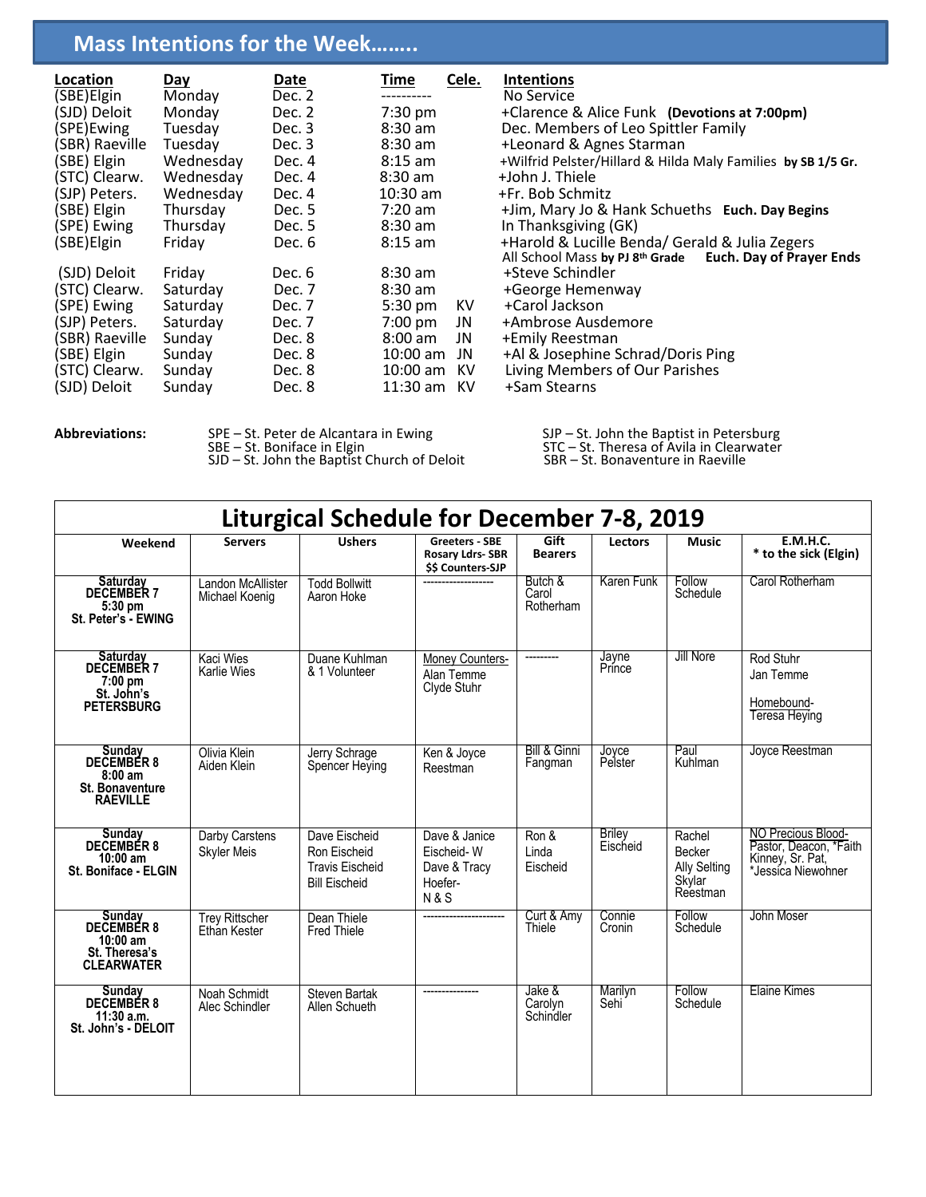## Mass Intentions for the Week……..

| Location | Day | Date | Time | Cele. | Intentions |
|---|---|---|---|---|---|
| (SBE)Elgin | Monday | Dec. 2 | ---------- | | No Service |
| (SJD) Deloit | Monday | Dec. 2 | 7:30 pm | | +Clarence & Alice Funk **(Devotions at 7:00pm)** |
| (SPE)Ewing | Tuesday | Dec. 3 | 8:30 am | | Dec. Members of Leo Spittler Family |
| (SBR) Raeville | Tuesday | Dec. 3 | 8:30 am | | +Leonard & Agnes Starman |
| (SBE) Elgin | Wednesday | Dec. 4 | 8:15 am | | +Wilfrid Pelster/Hillard & Hilda Maly Families **by SB 1/5 Gr.** |
| (STC) Clearw. | Wednesday | Dec. 4 | 8:30 am | | +John J. Thiele |
| (SJP) Peters. | Wednesday | Dec. 4 | 10:30 am | | +Fr. Bob Schmitz |
| (SBE) Elgin | Thursday | Dec. 5 | 7:20 am | | +Jim, Mary Jo & Hank Schueths **Euch. Day Begins** |
| (SPE) Ewing | Thursday | Dec. 5 | 8:30 am | | In Thanksgiving (GK) |
| (SBE)Elgin | Friday | Dec. 6 | 8:15 am | | +Harold & Lucille Benda/ Gerald & Julia Zegers<br>All School Mass **by PJ 8th Grade** **Euch. Day of Prayer Ends** |
| (SJD) Deloit | Friday | Dec. 6 | 8:30 am | | +Steve Schindler |
| (STC) Clearw. | Saturday | Dec. 7 | 8:30 am | | +George Hemenway |
| (SPE) Ewing | Saturday | Dec. 7 | 5:30 pm | KV | +Carol Jackson |
| (SJP) Peters. | Saturday | Dec. 7 | 7:00 pm | JN | +Ambrose Ausdemore |
| (SBR) Raeville | Sunday | Dec. 8 | 8:00 am | JN | +Emily Reestman |
| (SBE) Elgin | Sunday | Dec. 8 | 10:00 am | JN | +Al & Josephine Schrad/Doris Ping |
| (STC) Clearw. | Sunday | Dec. 8 | 10:00 am | KV | Living Members of Our Parishes |
| (SJD) Deloit | Sunday | Dec. 8 | 11:30 am | KV | +Sam Stearns |

**Abbreviations:**

SPE – St. Peter de Alcantara in Ewing
SBE – St. Boniface in Elgin
SJD – St. John the Baptist Church of Deloit
SJP – St. John the Baptist in Petersburg
STC – St. Theresa of Avila in Clearwater
SBR – St. Bonaventure in Raeville

## Liturgical Schedule for December 7-8, 2019

| Weekend | Servers | Ushers | Greeters - SBE<br>Rosary Ldrs- SBR<br>$$ Counters-SJP | Gift Bearers | Lectors | Music | E.M.H.C.<br>* to the sick (Elgin) |
|---|---|---|---|---|---|---|---|
| **Saturday DECEMBER 7 5:30 pm St. Peter's - EWING** | Landon McAllister<br>Michael Koenig | Todd Bollwitt<br>Aaron Hoke | ------------------ | Butch & Carol Rotherham | Karen Funk | Follow Schedule | Carol Rotherham |
| **Saturday DECEMBER 7 7:00 pm St. John's PETERSBURG** | Kaci Wies<br>Karlie Wies | Duane Kuhlman & 1 Volunteer | Money Counters-<br>Alan Temme<br>Clyde Stuhr | --------- | Jayne Prince | Jill Nore | Rod Stuhr<br>Jan Temme<br><br>Homebound-<br>Teresa Heying |
| **Sunday DECEMBER 8 8:00 am St. Bonaventure RAEVILLE** | Olivia Klein<br>Aiden Klein | Jerry Schrage<br>Spencer Heying | Ken & Joyce Reestman | Bill & Ginni Fangman | Joyce Pelster | Paul Kuhlman | Joyce Reestman |
| **Sunday DECEMBER 8 10:00 am St. Boniface - ELGIN** | Darby Carstens<br>Skyler Meis | Dave Eischeid<br>Ron Eischeid<br>Travis Eischeid<br>Bill Eischeid | Dave & Janice Eischeid- W<br>Dave & Tracy Hoefer-<br>N & S | Ron & Linda Eischeid | Briley Eischeid | Rachel Becker<br>Ally Selting<br>Skylar Reestman | NO Precious Blood-<br>Pastor, Deacon, *Faith Kinney, Sr. Pat, *Jessica Niewohner |
| **Sunday DECEMBER 8 10:00 am St. Theresa's CLEARWATER** | Trey Rittscher<br>Ethan Kester | Dean Thiele<br>Fred Thiele | --------------------- | Curt & Amy Thiele | Connie Cronin | Follow Schedule | John Moser |
| **Sunday DECEMBER 8 11:30 a.m. St. John's - DELOIT** | Noah Schmidt<br>Alec Schindler | Steven Bartak<br>Allen Schueth | --------------- | Jake & Carolyn Schindler | Marilyn Sehi | Follow Schedule | Elaine Kimes |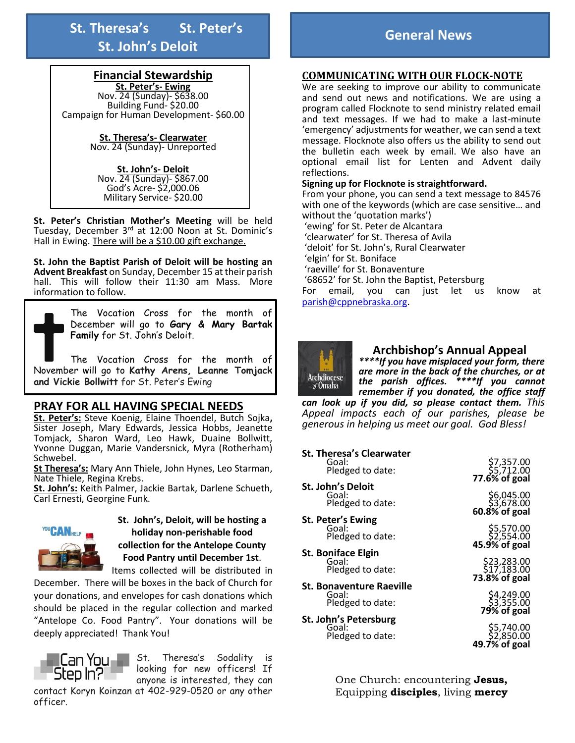## St. Theresa's St. Peter's St. John's Deloit

### Financial Stewardship

**St. Peter's- Ewing**
Nov. 24 (Sunday)- $638.00
Building Fund- $20.00
Campaign for Human Development- $60.00

**St. Theresa's- Clearwater**
Nov. 24 (Sunday)- Unreported

**St. John's- Deloit**
Nov. 24 (Sunday)- $867.00
God's Acre- $2,000.06
Military Service- $20.00

**St. Peter's Christian Mother's Meeting** will be held Tuesday, December 3rd at 12:00 Noon at St. Dominic's Hall in Ewing. There will be a $10.00 gift exchange.

**St. John the Baptist Parish of Deloit will be hosting an Advent Breakfast** on Sunday, December 15 at their parish hall. This will follow their 11:30 am Mass. More information to follow.

The Vocation Cross for the month of December will go to **Gary & Mary Bartak Family** for St. John's Deloit.

The Vocation Cross for the month of November will go to **Kathy Arens**, **Leanne Tomjack and Vickie Bollwitt** for St. Peter's Ewing

### PRAY FOR ALL HAVING SPECIAL NEEDS

**St. Peter's:** Steve Koenig, Elaine Thoendel, Butch Sojka, Sister Joseph, Mary Edwards, Jessica Hobbs, Jeanette Tomjack, Sharon Ward, Leo Hawk, Duaine Bollwitt, Yvonne Duggan, Marie Vandersnick, Myra (Rotherham) Schwebel.
**St Theresa's:** Mary Ann Thiele, John Hynes, Leo Starman, Nate Thiele, Regina Krebs.
**St. John's:** Keith Palmer, Jackie Bartak, Darlene Schueth, Carl Ernesti, Georgine Funk.

**St. John's, Deloit, will be hosting a holiday non-perishable food collection for the Antelope County Food Pantry until December 1st.** Items collected will be distributed in December. There will be boxes in the back of Church for your donations, and envelopes for cash donations which should be placed in the regular collection and marked "Antelope Co. Food Pantry". Your donations will be deeply appreciated! Thank You!

Can You Step In?

St. Theresa's Sodality is looking for new officers! If anyone is interested, they can contact Koryn Koinzan at 402-929-0520 or any other officer.

## General News

### COMMUNICATING WITH OUR FLOCK-NOTE

We are seeking to improve our ability to communicate and send out news and notifications. We are using a program called Flocknote to send ministry related email and text messages. If we had to make a last-minute 'emergency' adjustments for weather, we can send a text message. Flocknote also offers us the ability to send out the bulletin each week by email. We also have an optional email list for Lenten and Advent daily reflections.

**Signing up for Flocknote is straightforward.**
From your phone, you can send a text message to 84576 with one of the keywords (which are case sensitive… and without the 'quotation marks')
'ewing' for St. Peter de Alcantara
'clearwater' for St. Theresa of Avila
'deloit' for St. John's, Rural Clearwater
'elgin' for St. Boniface
'raeville' for St. Bonaventure
'68652' for St. John the Baptist, Petersburg
For email, you can just let us know at parish@cppnebraska.org.

### Archbishop's Annual Appeal

***\*\*\*\*If you have misplaced your form, there are more in the back of the churches, or at the parish offices. \*\*\*\*If you cannot remember if you donated, the office staff can look up if you did, so please contact them.*** *This Appeal impacts each of our parishes, please be generous in helping us meet our goal. God Bless!*

| Parish | | |
|---|---|---|
| **St. Theresa's Clearwater** | Goal: | $7,357.00 |
| | Pledged to date: | $5,712.00 |
| | | **77.6% of goal** |
| **St. John's Deloit** | Goal: | $6,045.00 |
| | Pledged to date: | $3,678.00 |
| | | **60.8% of goal** |
| **St. Peter's Ewing** | Goal: | $5,570.00 |
| | Pledged to date: | $2,554.00 |
| | | **45.9% of goal** |
| **St. Boniface Elgin** | Goal: | $23,283.00 |
| | Pledged to date: | $17,183.00 |
| | | **73.8% of goal** |
| **St. Bonaventure Raeville** | Goal: | $4,249.00 |
| | Pledged to date: | $3,355.00 |
| | | **79% of goal** |
| **St. John's Petersburg** | Goal: | $5,740.00 |
| | Pledged to date: | $2,850.00 |
| | | **49.7% of goal** |

One Church: encountering **Jesus,** Equipping **disciples**, living **mercy**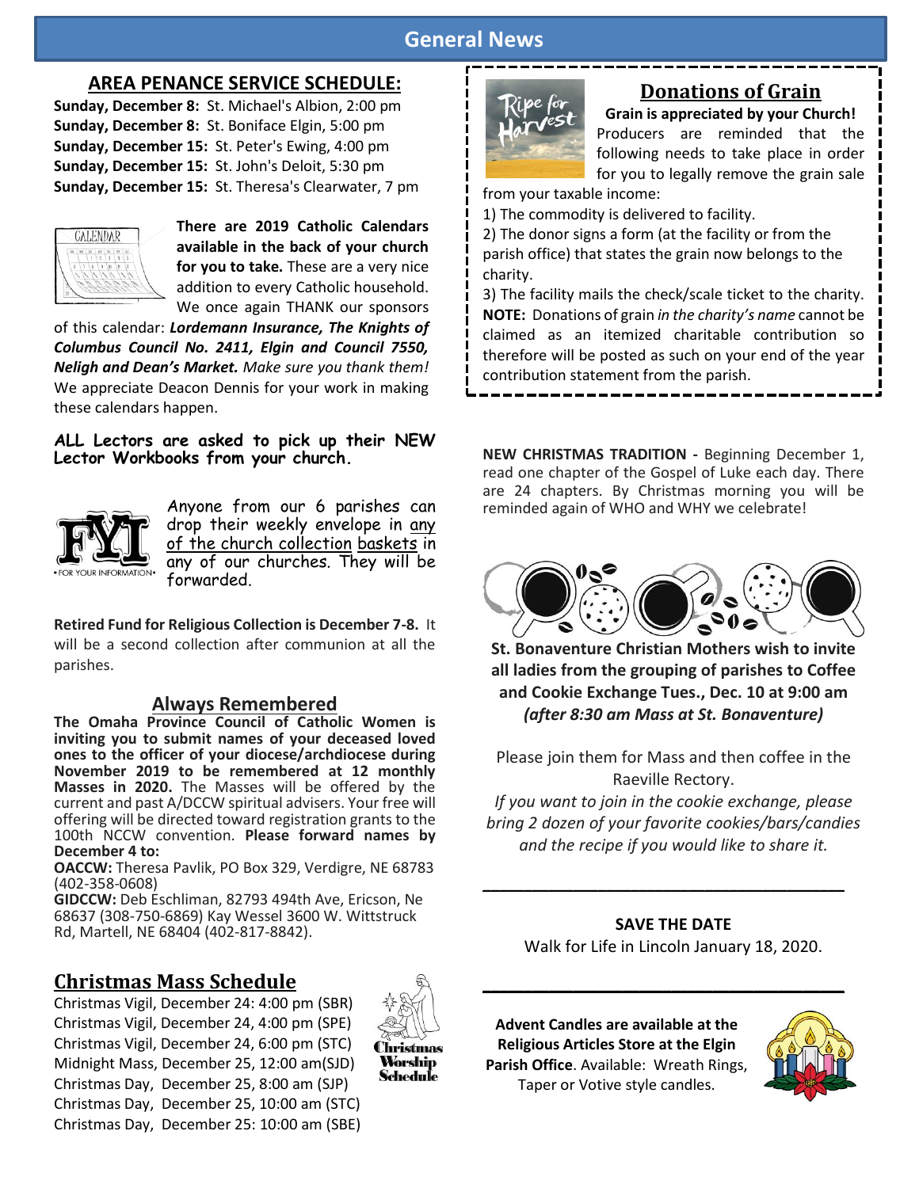# General News

## AREA PENANCE SERVICE SCHEDULE:

**Sunday, December 8:** St. Michael's Albion, 2:00 pm
**Sunday, December 8:** St. Boniface Elgin, 5:00 pm
**Sunday, December 15:** St. Peter's Ewing, 4:00 pm
**Sunday, December 15:** St. John's Deloit, 5:30 pm
**Sunday, December 15:** St. Theresa's Clearwater, 7 pm

**There are 2019 Catholic Calendars available in the back of your church for you to take.** These are a very nice addition to every Catholic household. We once again THANK our sponsors of this calendar: ***Lordemann Insurance, The Knights of Columbus Council No. 2411, Elgin and Council 7550, Neligh and Dean's Market.*** *Make sure you thank them!* We appreciate Deacon Dennis for your work in making these calendars happen.

**ALL Lectors are asked to pick up their NEW Lector Workbooks from your church.**

Anyone from our 6 parishes can drop their weekly envelope in any of the church collection baskets in any of our churches. They will be forwarded.

**Retired Fund for Religious Collection is December 7-8.** It will be a second collection after communion at all the parishes.

## Always Remembered

**The Omaha Province Council of Catholic Women is inviting you to submit names of your deceased loved ones to the officer of your diocese/archdiocese during November 2019 to be remembered at 12 monthly Masses in 2020.** The Masses will be offered by the current and past A/DCCW spiritual advisers. Your free will offering will be directed toward registration grants to the 100th NCCW convention. **Please forward names by December 4 to:**

**OACCW:** Theresa Pavlik, PO Box 329, Verdigre, NE 68783 (402-358-0608)
**GIDCCW:** Deb Eschliman, 82793 494th Ave, Ericson, Ne 68637 (308-750-6869) Kay Wessel 3600 W. Wittstruck Rd, Martell, NE 68404 (402-817-8842).

## Christmas Mass Schedule

Christmas Vigil, December 24: 4:00 pm (SBR)
Christmas Vigil, December 24, 4:00 pm (SPE)
Christmas Vigil, December 24, 6:00 pm (STC)
Midnight Mass, December 25, 12:00 am(SJD)
Christmas Day, December 25, 8:00 am (SJP)
Christmas Day, December 25, 10:00 am (STC)
Christmas Day, December 25: 10:00 am (SBE)

## Donations of Grain

**Grain is appreciated by your Church!**

Producers are reminded that the following needs to take place in order for you to legally remove the grain sale from your taxable income:

1) The commodity is delivered to facility.
2) The donor signs a form (at the facility or from the parish office) that states the grain now belongs to the charity.
3) The facility mails the check/scale ticket to the charity.

**NOTE:** Donations of grain *in the charity's name* cannot be claimed as an itemized charitable contribution so therefore will be posted as such on your end of the year contribution statement from the parish.

**NEW CHRISTMAS TRADITION -** Beginning December 1, read one chapter of the Gospel of Luke each day. There are 24 chapters. By Christmas morning you will be reminded again of WHO and WHY we celebrate!

**St. Bonaventure Christian Mothers wish to invite all ladies from the grouping of parishes to Coffee and Cookie Exchange Tues., Dec. 10 at 9:00 am *(after 8:30 am Mass at St. Bonaventure)***

Please join them for Mass and then coffee in the Raeville Rectory.

*If you want to join in the cookie exchange, please bring 2 dozen of your favorite cookies/bars/candies and the recipe if you would like to share it.*

---

**SAVE THE DATE**

Walk for Life in Lincoln January 18, 2020.

---

**Advent Candles are available at the Religious Articles Store at the Elgin Parish Office**. Available: Wreath Rings, Taper or Votive style candles.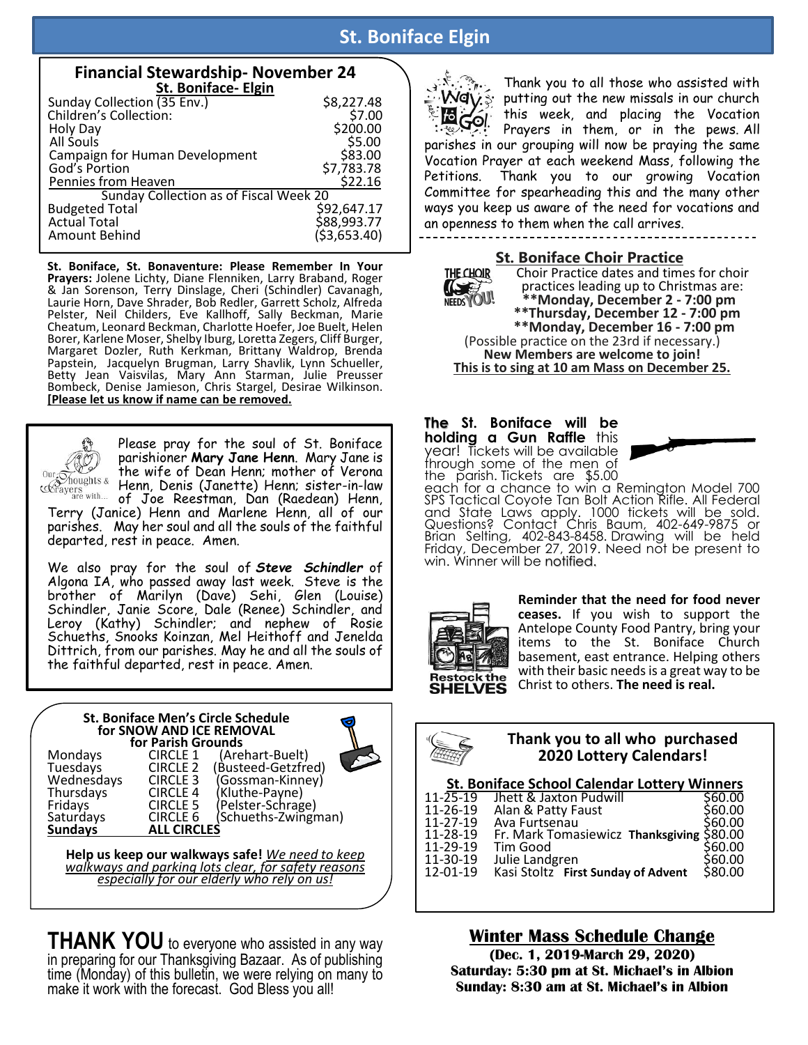# St. Boniface Elgin

## Financial Stewardship- November 24

**St. Boniface- Elgin**

| | |
|---|---|
| Sunday Collection (35 Env.) | $8,227.48 |
| Children's Collection: | $7.00 |
| Holy Day | $200.00 |
| All Souls | $5.00 |
| Campaign for Human Development | $83.00 |
| God's Portion | $7,783.78 |
| Pennies from Heaven | $22.16 |
| Sunday Collection as of Fiscal Week 20 | |
| Budgeted Total | $92,647.17 |
| Actual Total | $88,993.77 |
| Amount Behind | ($3,653.40) |

**St. Boniface, St. Bonaventure: Please Remember In Your Prayers:** Jolene Lichty, Diane Flenniken, Larry Braband, Roger & Jan Sorenson, Terry Dinslage, Cheri (Schindler) Cavanagh, Laurie Horn, Dave Shrader, Bob Redler, Garrett Scholz, Alfreda Pelster, Neil Childers, Eve Kallhoff, Sally Beckman, Marie Cheatum, Leonard Beckman, Charlotte Hoefer, Joe Buelt, Helen Borer, Karlene Moser, Shelby Iburg, Loretta Zegers, Cliff Burger, Margaret Dozler, Ruth Kerkman, Brittany Waldrop, Brenda Papstein, Jacquelyn Brugman, Larry Shavlik, Lynn Schueller, Betty Jean Vaisvilas, Mary Ann Starman, Julie Preusser Bombeck, Denise Jamieson, Chris Stargel, Desirae Wilkinson. **[Please let us know if name can be removed.**

Please pray for the soul of St. Boniface parishioner **Mary Jane Henn**. Mary Jane is the wife of Dean Henn; mother of Verona Henn, Denis (Janette) Henn; sister-in-law of Joe Reestman, Dan (Raedean) Henn, Terry (Janice) Henn and Marlene Henn, all of our parishes. May her soul and all the souls of the faithful departed, rest in peace. Amen.

We also pray for the soul of ***Steve Schindler*** of Algona IA, who passed away last week. Steve is the brother of Marilyn (Dave) Sehi, Glen (Louise) Schindler, Janie Score, Dale (Renee) Schindler, and Leroy (Kathy) Schindler; and nephew of Rosie Schueths, Snooks Koinzan, Mel Heithoff and Jenelda Dittrich, from our parishes. May he and all the souls of the faithful departed, rest in peace. Amen.

**St. Boniface Men's Circle Schedule for SNOW AND ICE REMOVAL for Parish Grounds**

| | | |
|---|---|---|
| Mondays | CIRCLE 1 | (Arehart-Buelt) |
| Tuesdays | CIRCLE 2 | (Busteed-Getzfred) |
| Wednesdays | CIRCLE 3 | (Gossman-Kinney) |
| Thursdays | CIRCLE 4 | (Kluthe-Payne) |
| Fridays | CIRCLE 5 | (Pelster-Schrage) |
| Saturdays | CIRCLE 6 | (Schueths-Zwingman) |
| **Sundays** | **ALL CIRCLES** | |

**Help us keep our walkways safe!** *We need to keep walkways and parking lots clear, for safety reasons especially for our elderly who rely on us!*

**THANK YOU** to everyone who assisted in any way in preparing for our Thanksgiving Bazaar. As of publishing time (Monday) of this bulletin, we were relying on many to make it work with the forecast. God Bless you all!

Thank you to all those who assisted with putting out the new missals in our church this week, and placing the Vocation Prayers in them, or in the pews. All parishes in our grouping will now be praying the same Vocation Prayer at each weekend Mass, following the Petitions. Thank you to our growing Vocation Committee for spearheading this and the many other ways you keep us aware of the need for vocations and an openness to them when the call arrives.

## St. Boniface Choir Practice

Choir Practice dates and times for choir practices leading up to Christmas are:

**\*\*Monday, December 2 - 7:00 pm**
**\*\*Thursday, December 12 - 7:00 pm**
**\*\*Monday, December 16 - 7:00 pm**

(Possible practice on the 23rd if necessary.)

**New Members are welcome to join!**

**This is to sing at 10 am Mass on December 25.**

**The St. Boniface will be holding a Gun Raffle** this year! Tickets will be available through some of the men of the parish. Tickets are $5.00 each for a chance to win a Remington Model 700 SPS Tactical Coyote Tan Bolt Action Rifle. All Federal and State Laws apply. 1000 tickets will be sold. Questions? Contact Chris Baum, 402-649-9875 or Brian Selting, 402-843-8458. Drawing will be held Friday, December 27, 2019. Need not be present to win. Winner will be notified.

**Reminder that the need for food never ceases.** If you wish to support the Antelope County Food Pantry, bring your items to the St. Boniface Church basement, east entrance. Helping others with their basic needs is a great way to be Christ to others. **The need is real.**

**Thank you to all who purchased 2020 Lottery Calendars!**

**St. Boniface School Calendar Lottery Winners**

| | | |
|---|---|---|
| 11-25-19 | Jhett & Jaxton Pudwill | $60.00 |
| 11-26-19 | Alan & Patty Faust | $60.00 |
| 11-27-19 | Ava Furtsenau | $60.00 |
| 11-28-19 | Fr. Mark Tomasiewicz **Thanksgiving** | $80.00 |
| 11-29-19 | Tim Good | $60.00 |
| 11-30-19 | Julie Landgren | $60.00 |
| 12-01-19 | Kasi Stoltz **First Sunday of Advent** | $80.00 |

## Winter Mass Schedule Change

**(Dec. 1, 2019-March 29, 2020)**
**Saturday: 5:30 pm at St. Michael's in Albion**
**Sunday: 8:30 am at St. Michael's in Albion**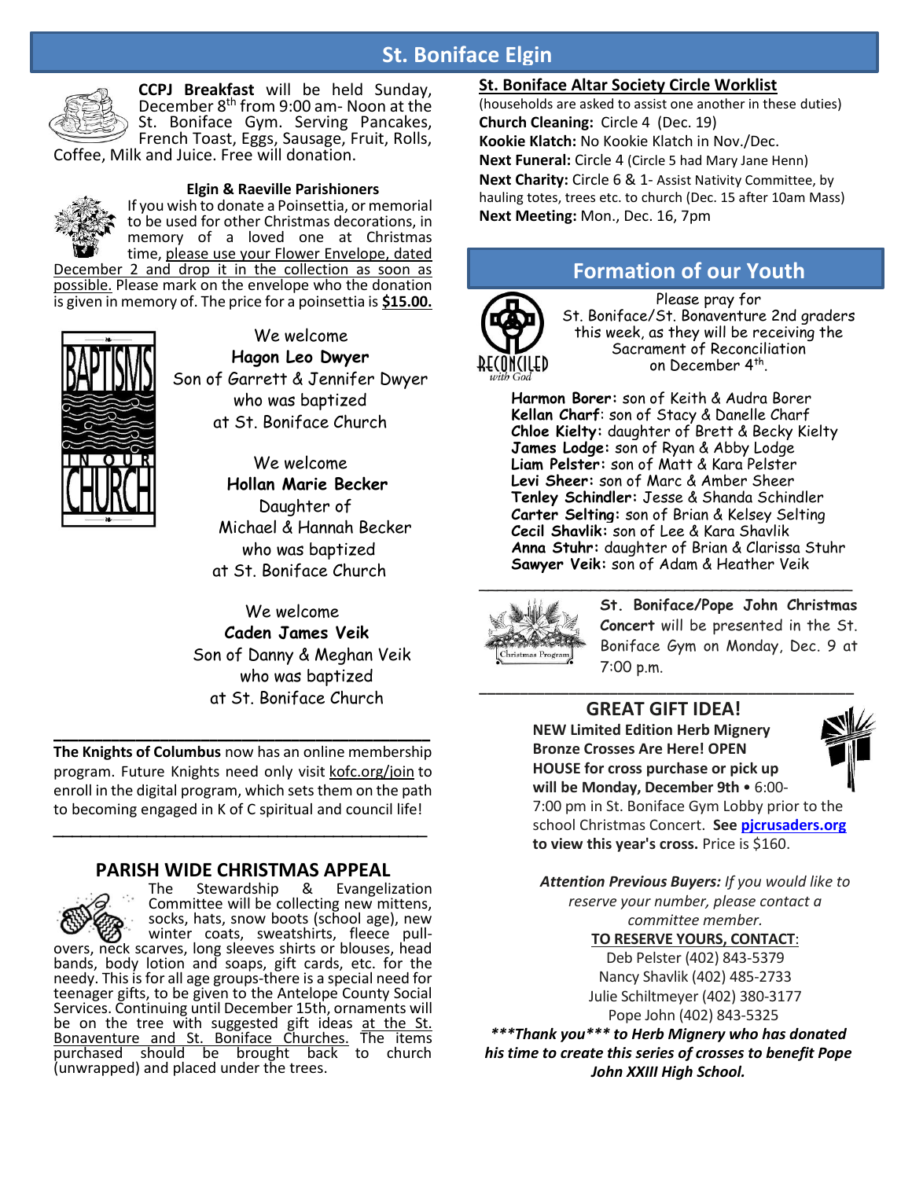# St. Boniface Elgin

**CCPJ Breakfast** will be held Sunday, December 8th from 9:00 am- Noon at the St. Boniface Gym. Serving Pancakes, French Toast, Eggs, Sausage, Fruit, Rolls, Coffee, Milk and Juice. Free will donation.

**Elgin & Raeville Parishioners**

If you wish to donate a Poinsettia, or memorial to be used for other Christmas decorations, in memory of a loved one at Christmas time, please use your Flower Envelope, dated December 2 and drop it in the collection as soon as possible. Please mark on the envelope who the donation is given in memory of. The price for a poinsettia is **$15.00.**

BAPTISMS IN OUR CHURCH

We welcome
**Hagon Leo Dwyer**
Son of Garrett & Jennifer Dwyer
who was baptized
at St. Boniface Church

We welcome
**Hollan Marie Becker**
Daughter of
Michael & Hannah Becker
who was baptized
at St. Boniface Church

We welcome
**Caden James Veik**
Son of Danny & Meghan Veik
who was baptized
at St. Boniface Church

---

**The Knights of Columbus** now has an online membership program. Future Knights need only visit kofc.org/join to enroll in the digital program, which sets them on the path to becoming engaged in K of C spiritual and council life!

---

## PARISH WIDE CHRISTMAS APPEAL

The Stewardship & Evangelization Committee will be collecting new mittens, socks, hats, snow boots (school age), new winter coats, sweatshirts, fleece pull-overs, neck scarves, long sleeves shirts or blouses, head bands, body lotion and soaps, gift cards, etc. for the needy. This is for all age groups-there is a special need for teenager gifts, to be given to the Antelope County Social Services. Continuing until December 15th, ornaments will be on the tree with suggested gift ideas at the St. Bonaventure and St. Boniface Churches. The items purchased should be brought back to church (unwrapped) and placed under the trees.

**St. Boniface Altar Society Circle Worklist**

(households are asked to assist one another in these duties)

**Church Cleaning:** Circle 4 (Dec. 19)

**Kookie Klatch:** No Kookie Klatch in Nov./Dec.

**Next Funeral:** Circle 4 (Circle 5 had Mary Jane Henn)

**Next Charity:** Circle 6 & 1- Assist Nativity Committee, by hauling totes, trees etc. to church (Dec. 15 after 10am Mass)

**Next Meeting:** Mon., Dec. 16, 7pm

# Formation of our Youth

Please pray for St. Boniface/St. Bonaventure 2nd graders this week, as they will be receiving the Sacrament of Reconciliation on December 4th.

**Harmon Borer:** son of Keith & Audra Borer
**Kellan Charf**: son of Stacy & Danelle Charf
**Chloe Kielty:** daughter of Brett & Becky Kielty
**James Lodge:** son of Ryan & Abby Lodge
**Liam Pelster:** son of Matt & Kara Pelster
**Levi Sheer:** son of Marc & Amber Sheer
**Tenley Schindler:** Jesse & Shanda Schindler
**Carter Selting:** son of Brian & Kelsey Selting
**Cecil Shavlik:** son of Lee & Kara Shavlik
**Anna Stuhr:** daughter of Brian & Clarissa Stuhr
**Sawyer Veik:** son of Adam & Heather Veik

---

**St. Boniface/Pope John Christmas Concert** will be presented in the St. Boniface Gym on Monday, Dec. 9 at 7:00 p.m.

---

## GREAT GIFT IDEA!

**NEW Limited Edition Herb Mignery Bronze Crosses Are Here! OPEN HOUSE for cross purchase or pick up will be Monday, December 9th** • 6:00-7:00 pm in St. Boniface Gym Lobby prior to the school Christmas Concert. **See pjcrusaders.org to view this year's cross.** Price is $160.

***Attention Previous Buyers:*** *If you would like to reserve your number, please contact a committee member.*

**TO RESERVE YOURS, CONTACT**:
Deb Pelster (402) 843-5379
Nancy Shavlik (402) 485-2733
Julie Schiltmeyer (402) 380-3177
Pope John (402) 843-5325

***\*\*\*Thank you\*\*\* to Herb Mignery who has donated his time to create this series of crosses to benefit Pope John XXIII High School.***